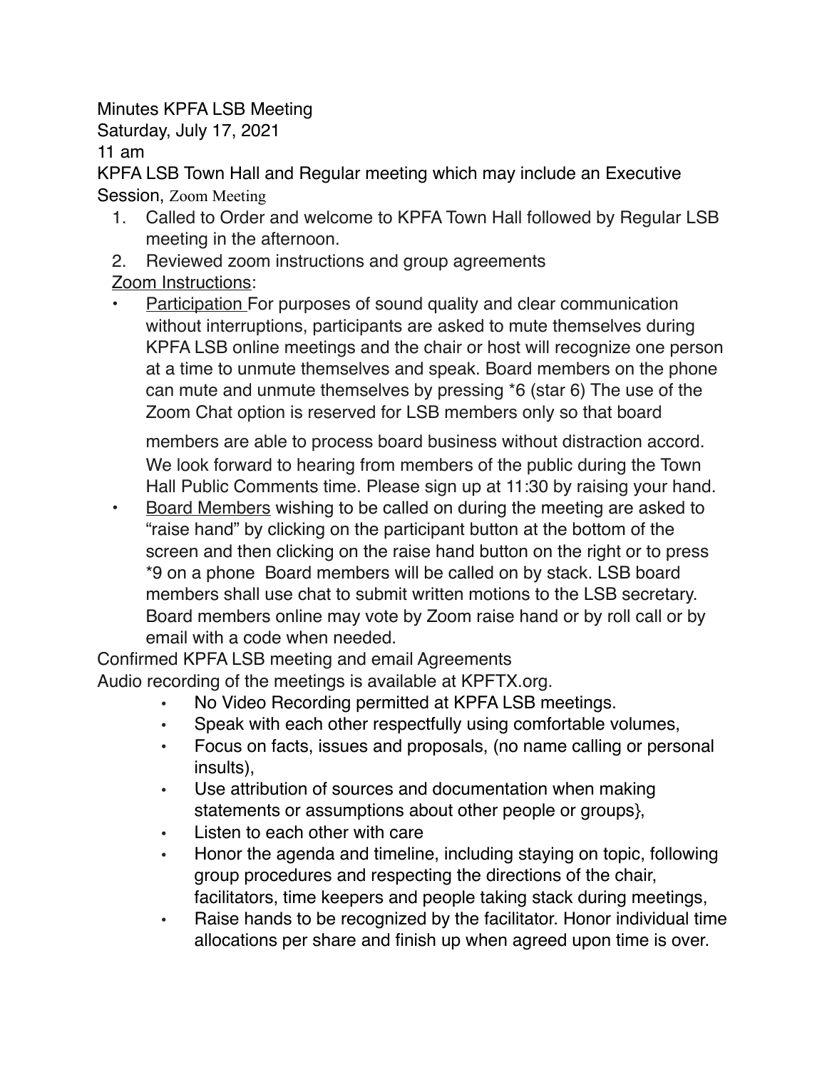Minutes KPFA LSB Meeting

Saturday, July 17, 2021

11 am

KPFA LSB Town Hall and Regular meeting which may include an Executive Session, Zoom Meeting

1. Called to Order and welcome to KPFA Town Hall followed by Regular LSB meeting in the afternoon.
2. Reviewed zoom instructions and group agreements

Zoom Instructions:

- Participation For purposes of sound quality and clear communication without interruptions, participants are asked to mute themselves during KPFA LSB online meetings and the chair or host will recognize one person at a time to unmute themselves and speak. Board members on the phone can mute and unmute themselves by pressing *6 (star 6) The use of the Zoom Chat option is reserved for LSB members only so that board members are able to process board business without distraction accord. We look forward to hearing from members of the public during the Town Hall Public Comments time. Please sign up at 11:30 by raising your hand.
- Board Members wishing to be called on during the meeting are asked to "raise hand" by clicking on the participant button at the bottom of the screen and then clicking on the raise hand button on the right or to press *9 on a phone Board members will be called on by stack. LSB board members shall use chat to submit written motions to the LSB secretary. Board members online may vote by Zoom raise hand or by roll call or by email with a code when needed.

Confirmed KPFA LSB meeting and email Agreements

Audio recording of the meetings is available at KPFTX.org.

- No Video Recording permitted at KPFA LSB meetings.
- Speak with each other respectfully using comfortable volumes,
- Focus on facts, issues and proposals, (no name calling or personal insults),
- Use attribution of sources and documentation when making statements or assumptions about other people or groups},
- Listen to each other with care
- Honor the agenda and timeline, including staying on topic, following group procedures and respecting the directions of the chair, facilitators, time keepers and people taking stack during meetings,
- Raise hands to be recognized by the facilitator. Honor individual time allocations per share and finish up when agreed upon time is over.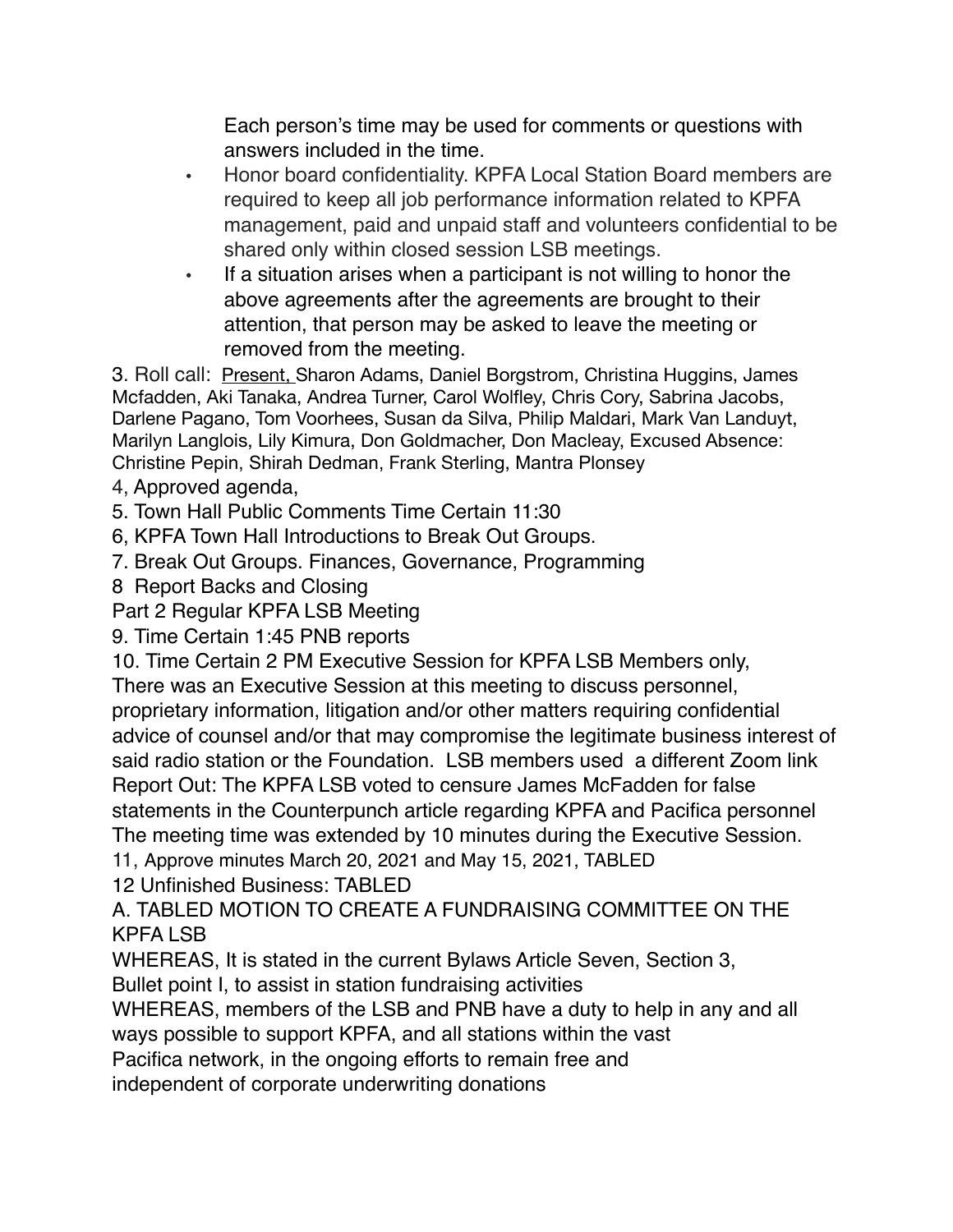Each person's time may be used for comments or questions with answers included in the time.

- Honor board confidentiality. KPFA Local Station Board members are required to keep all job performance information related to KPFA management, paid and unpaid staff and volunteers confidential to be shared only within closed session LSB meetings.
- If a situation arises when a participant is not willing to honor the above agreements after the agreements are brought to their attention, that person may be asked to leave the meeting or removed from the meeting.

3. Roll call: Present, Sharon Adams, Daniel Borgstrom, Christina Huggins, James Mcfadden, Aki Tanaka, Andrea Turner, Carol Wolfley, Chris Cory, Sabrina Jacobs, Darlene Pagano, Tom Voorhees, Susan da Silva, Philip Maldari, Mark Van Landuyt, Marilyn Langlois, Lily Kimura, Don Goldmacher, Don Macleay, Excused Absence: Christine Pepin, Shirah Dedman, Frank Sterling, Mantra Plonsey

4, Approved agenda,

5. Town Hall Public Comments Time Certain 11:30

6, KPFA Town Hall Introductions to Break Out Groups.

7. Break Out Groups. Finances, Governance, Programming

8 Report Backs and Closing

Part 2 Regular KPFA LSB Meeting

9. Time Certain 1:45 PNB reports

10. Time Certain 2 PM Executive Session for KPFA LSB Members only,

There was an Executive Session at this meeting to discuss personnel, proprietary information, litigation and/or other matters requiring confidential advice of counsel and/or that may compromise the legitimate business interest of said radio station or the Foundation. LSB members used a different Zoom link Report Out: The KPFA LSB voted to censure James McFadden for false statements in the Counterpunch article regarding KPFA and Pacifica personnel The meeting time was extended by 10 minutes during the Executive Session.

11, Approve minutes March 20, 2021 and May 15, 2021, TABLED

12 Unfinished Business: TABLED

A. TABLED MOTION TO CREATE A FUNDRAISING COMMITTEE ON THE KPFA LSB

WHEREAS, It is stated in the current Bylaws Article Seven, Section 3, Bullet point I, to assist in station fundraising activities

WHEREAS, members of the LSB and PNB have a duty to help in any and all ways possible to support KPFA, and all stations within the vast Pacifica network, in the ongoing efforts to remain free and independent of corporate underwriting donations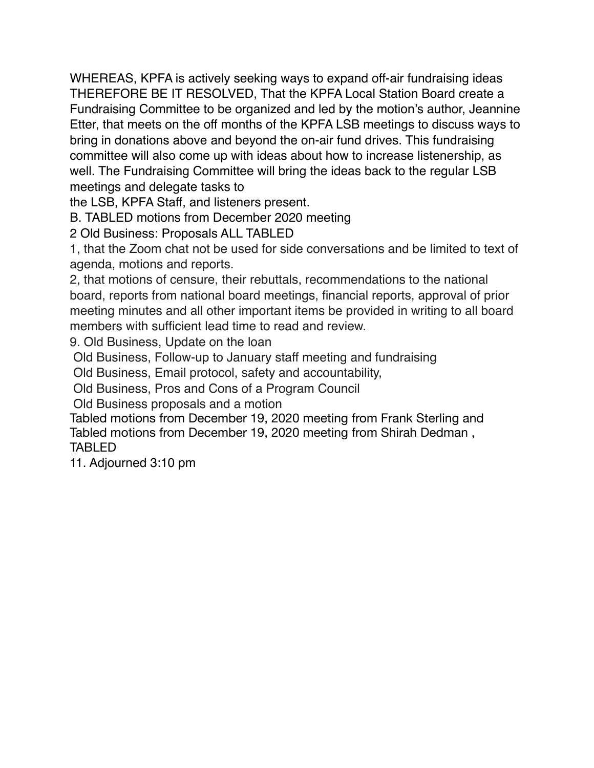WHEREAS, KPFA is actively seeking ways to expand off-air fundraising ideas THEREFORE BE IT RESOLVED, That the KPFA Local Station Board create a Fundraising Committee to be organized and led by the motion's author, Jeannine Etter, that meets on the off months of the KPFA LSB meetings to discuss ways to bring in donations above and beyond the on-air fund drives. This fundraising committee will also come up with ideas about how to increase listenership, as well. The Fundraising Committee will bring the ideas back to the regular LSB meetings and delegate tasks to
the LSB, KPFA Staff, and listeners present.

B. TABLED motions from December 2020 meeting

2 Old Business: Proposals ALL TABLED

1, that the Zoom chat not be used for side conversations and be limited to text of agenda, motions and reports.

2, that motions of censure, their rebuttals, recommendations to the national board, reports from national board meetings, financial reports, approval of prior meeting minutes and all other important items be provided in writing to all board members with sufficient lead time to read and review.

9. Old Business, Update on the loan

Old Business, Follow-up to January staff meeting and fundraising

Old Business, Email protocol, safety and accountability,

Old Business, Pros and Cons of a Program Council

Old Business proposals and a motion

Tabled motions from December 19, 2020 meeting from Frank Sterling and
Tabled motions from December 19, 2020 meeting from Shirah Dedman ,
TABLED

11. Adjourned 3:10 pm